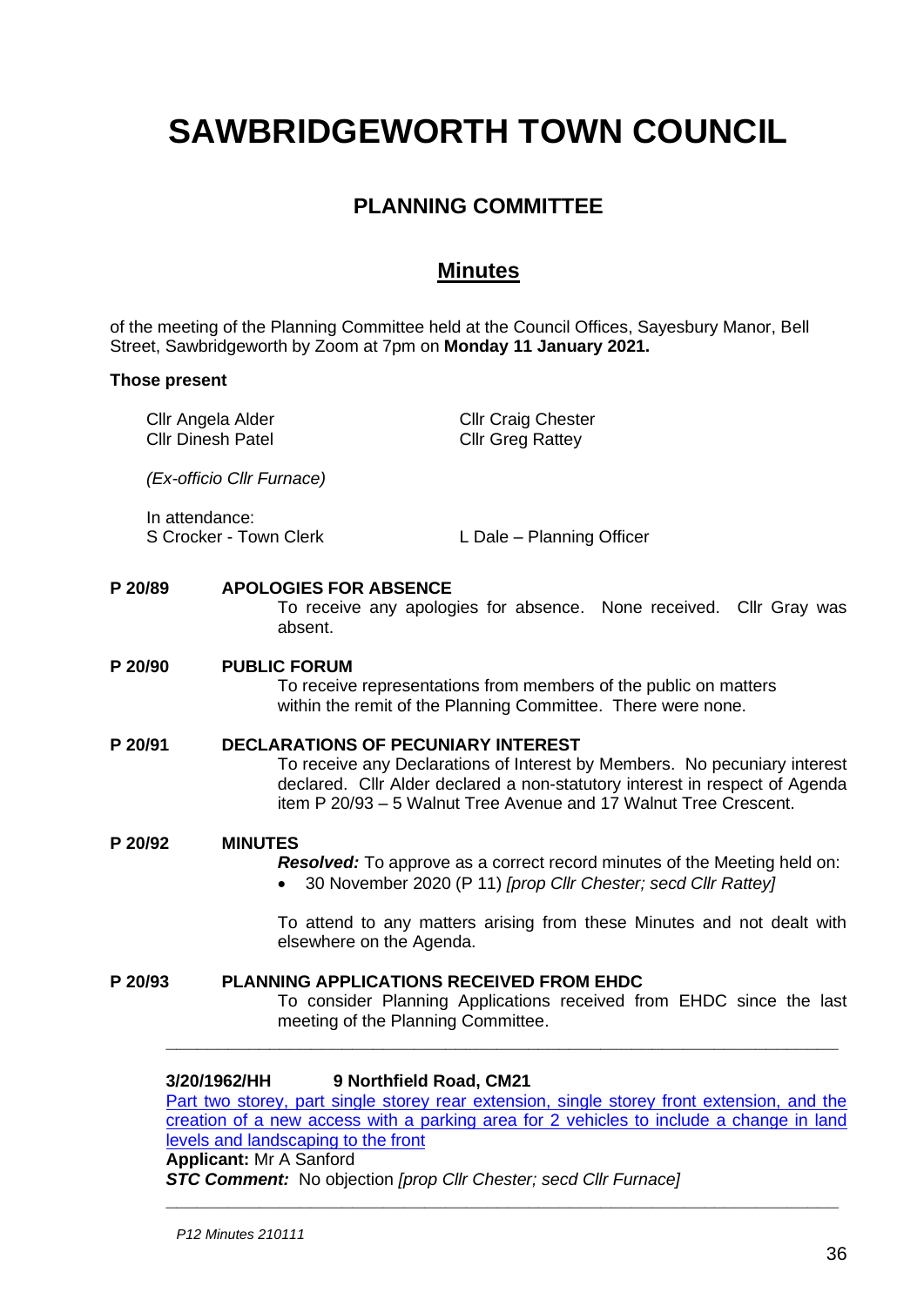# SAWBRIDGEWORTH TOWN COUNCIL

## PLANNING COMMITTEE

## Minutes

of the meeting of the Planning Committee held at the Council Offices, Sayesbury Manor, Bell Street, Sawbridgeworth by Zoom at 7pm on **Monday 11 January 2021.**

**Those present**

Cllr Angela Alder
Cllr Dinesh Patel
Cllr Craig Chester
Cllr Greg Rattey

*(Ex-officio Cllr Furnace)*

In attendance:
S Crocker - Town Clerk
L Dale – Planning Officer

**P 20/89 APOLOGIES FOR ABSENCE**

To receive any apologies for absence. None received. Cllr Gray was absent.

**P 20/90 PUBLIC FORUM**

To receive representations from members of the public on matters within the remit of the Planning Committee. There were none.

**P 20/91 DECLARATIONS OF PECUNIARY INTEREST**

To receive any Declarations of Interest by Members. No pecuniary interest declared. Cllr Alder declared a non-statutory interest in respect of Agenda item P 20/93 – 5 Walnut Tree Avenue and 17 Walnut Tree Crescent.

**P 20/92 MINUTES**

***Resolved:*** To approve as a correct record minutes of the Meeting held on:

- 30 November 2020 (P 11) *[prop Cllr Chester; secd Cllr Rattey]*

To attend to any matters arising from these Minutes and not dealt with elsewhere on the Agenda.

**P 20/93 PLANNING APPLICATIONS RECEIVED FROM EHDC**

To consider Planning Applications received from EHDC since the last meeting of the Planning Committee.

---

**3/20/1962/HH 9 Northfield Road, CM21**

Part two storey, part single storey rear extension, single storey front extension, and the creation of a new access with a parking area for 2 vehicles to include a change in land levels and landscaping to the front

**Applicant:** Mr A Sanford

***STC Comment:*** No objection *[prop Cllr Chester; secd Cllr Furnace]*

---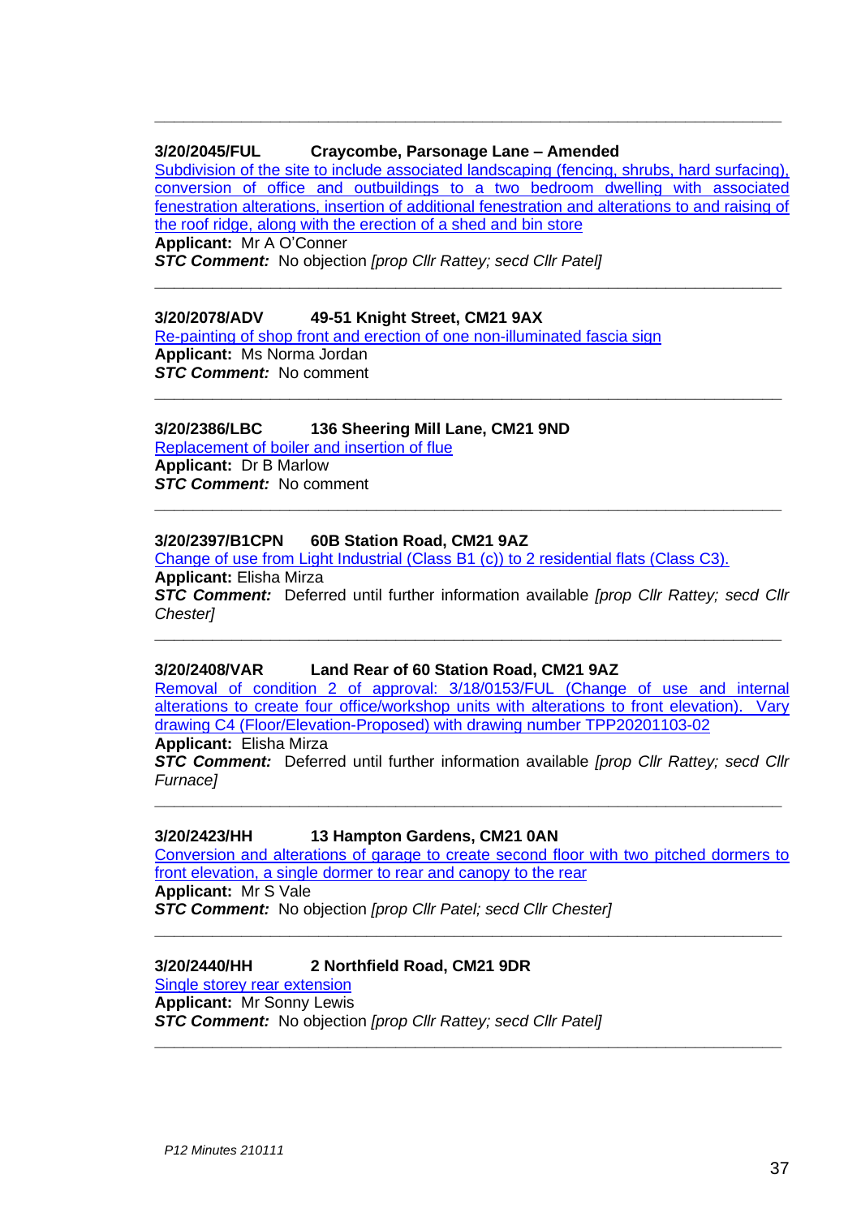---

**3/20/2045/FUL Craycombe, Parsonage Lane – Amended**

Subdivision of the site to include associated landscaping (fencing, shrubs, hard surfacing), conversion of office and outbuildings to a two bedroom dwelling with associated fenestration alterations, insertion of additional fenestration and alterations to and raising of the roof ridge, along with the erection of a shed and bin store

**Applicant:** Mr A O'Conner

***STC Comment:*** No objection *[prop Cllr Rattey; secd Cllr Patel]*

---

**3/20/2078/ADV 49-51 Knight Street, CM21 9AX**

Re-painting of shop front and erection of one non-illuminated fascia sign

**Applicant:** Ms Norma Jordan

***STC Comment:*** No comment

---

**3/20/2386/LBC 136 Sheering Mill Lane, CM21 9ND**

Replacement of boiler and insertion of flue

**Applicant:** Dr B Marlow

***STC Comment:*** No comment

---

**3/20/2397/B1CPN 60B Station Road, CM21 9AZ**

Change of use from Light Industrial (Class B1 (c)) to 2 residential flats (Class C3).

**Applicant:** Elisha Mirza

***STC Comment:*** Deferred until further information available *[prop Cllr Rattey; secd Cllr Chester]*

---

**3/20/2408/VAR Land Rear of 60 Station Road, CM21 9AZ**

Removal of condition 2 of approval: 3/18/0153/FUL (Change of use and internal alterations to create four office/workshop units with alterations to front elevation). Vary drawing C4 (Floor/Elevation-Proposed) with drawing number TPP20201103-02

**Applicant:** Elisha Mirza

***STC Comment:*** Deferred until further information available *[prop Cllr Rattey; secd Cllr Furnace]*

---

**3/20/2423/HH 13 Hampton Gardens, CM21 0AN**

Conversion and alterations of garage to create second floor with two pitched dormers to front elevation, a single dormer to rear and canopy to the rear

**Applicant:** Mr S Vale

***STC Comment:*** No objection *[prop Cllr Patel; secd Cllr Chester]*

---

**3/20/2440/HH 2 Northfield Road, CM21 9DR**

Single storey rear extension

**Applicant:** Mr Sonny Lewis

***STC Comment:*** No objection *[prop Cllr Rattey; secd Cllr Patel]*

---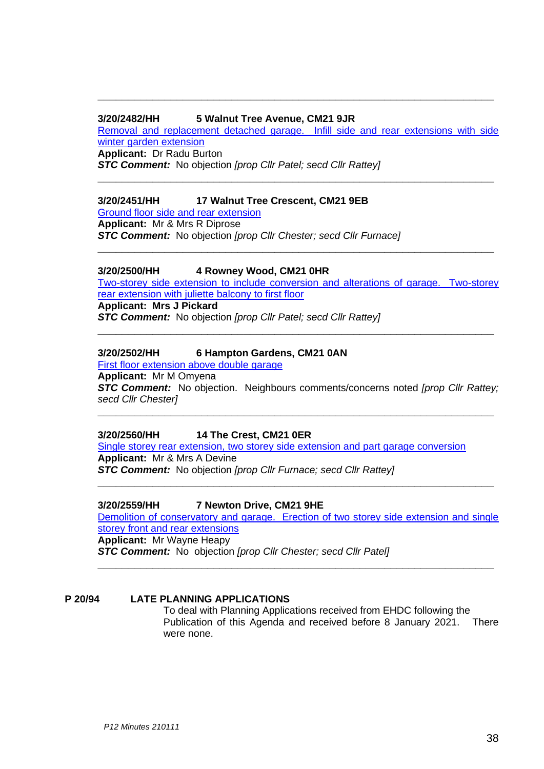---

**3/20/2482/HH** **5 Walnut Tree Avenue, CM21 9JR**

Removal and replacement detached garage. Infill side and rear extensions with side winter garden extension

**Applicant:** Dr Radu Burton

***STC Comment:*** No objection *[prop Cllr Patel; secd Cllr Rattey]*

---

**3/20/2451/HH** **17 Walnut Tree Crescent, CM21 9EB**

Ground floor side and rear extension

**Applicant:** Mr & Mrs R Diprose

***STC Comment:*** No objection *[prop Cllr Chester; secd Cllr Furnace]*

---

**3/20/2500/HH** **4 Rowney Wood, CM21 0HR**

Two-storey side extension to include conversion and alterations of garage. Two-storey rear extension with juliette balcony to first floor

**Applicant: Mrs J Pickard**

***STC Comment:*** No objection *[prop Cllr Patel; secd Cllr Rattey]*

---

**3/20/2502/HH** **6 Hampton Gardens, CM21 0AN**

First floor extension above double garage

**Applicant:** Mr M Omyena

***STC Comment:*** No objection. Neighbours comments/concerns noted *[prop Cllr Rattey; secd Cllr Chester]*

---

**3/20/2560/HH** **14 The Crest, CM21 0ER**

Single storey rear extension, two storey side extension and part garage conversion

**Applicant:** Mr & Mrs A Devine

***STC Comment:*** No objection *[prop Cllr Furnace; secd Cllr Rattey]*

---

**3/20/2559/HH** **7 Newton Drive, CM21 9HE**

Demolition of conservatory and garage. Erection of two storey side extension and single storey front and rear extensions

**Applicant:** Mr Wayne Heapy

***STC Comment:*** No objection *[prop Cllr Chester; secd Cllr Patel]*

---

**P 20/94** **LATE PLANNING APPLICATIONS**

To deal with Planning Applications received from EHDC following the Publication of this Agenda and received before 8 January 2021. There were none.

*P12 Minutes 210111*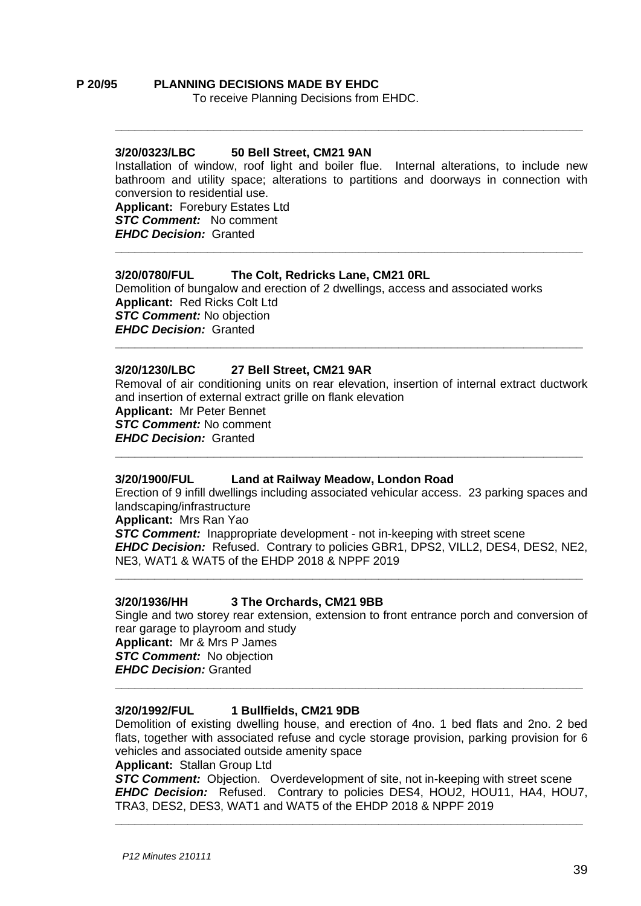**P 20/95 PLANNING DECISIONS MADE BY EHDC**

To receive Planning Decisions from EHDC.

---

**3/20/0323/LBC 50 Bell Street, CM21 9AN**

Installation of window, roof light and boiler flue. Internal alterations, to include new bathroom and utility space; alterations to partitions and doorways in connection with conversion to residential use.

**Applicant:** Forebury Estates Ltd

***STC Comment:*** No comment

***EHDC Decision:*** Granted

---

**3/20/0780/FUL The Colt, Redricks Lane, CM21 0RL**

Demolition of bungalow and erection of 2 dwellings, access and associated works

**Applicant:** Red Ricks Colt Ltd

***STC Comment:*** No objection

***EHDC Decision:*** Granted

---

**3/20/1230/LBC 27 Bell Street, CM21 9AR**

Removal of air conditioning units on rear elevation, insertion of internal extract ductwork and insertion of external extract grille on flank elevation

**Applicant:** Mr Peter Bennet

***STC Comment:*** No comment

***EHDC Decision:*** Granted

---

**3/20/1900/FUL Land at Railway Meadow, London Road**

Erection of 9 infill dwellings including associated vehicular access. 23 parking spaces and landscaping/infrastructure

**Applicant:** Mrs Ran Yao

***STC Comment:*** Inappropriate development - not in-keeping with street scene

***EHDC Decision:*** Refused. Contrary to policies GBR1, DPS2, VILL2, DES4, DES2, NE2, NE3, WAT1 & WAT5 of the EHDP 2018 & NPPF 2019

---

**3/20/1936/HH 3 The Orchards, CM21 9BB**

Single and two storey rear extension, extension to front entrance porch and conversion of rear garage to playroom and study

**Applicant:** Mr & Mrs P James

***STC Comment:*** No objection

***EHDC Decision:*** Granted

---

**3/20/1992/FUL 1 Bullfields, CM21 9DB**

Demolition of existing dwelling house, and erection of 4no. 1 bed flats and 2no. 2 bed flats, together with associated refuse and cycle storage provision, parking provision for 6 vehicles and associated outside amenity space

**Applicant:** Stallan Group Ltd

***STC Comment:*** Objection. Overdevelopment of site, not in-keeping with street scene

***EHDC Decision:*** Refused. Contrary to policies DES4, HOU2, HOU11, HA4, HOU7, TRA3, DES2, DES3, WAT1 and WAT5 of the EHDP 2018 & NPPF 2019

---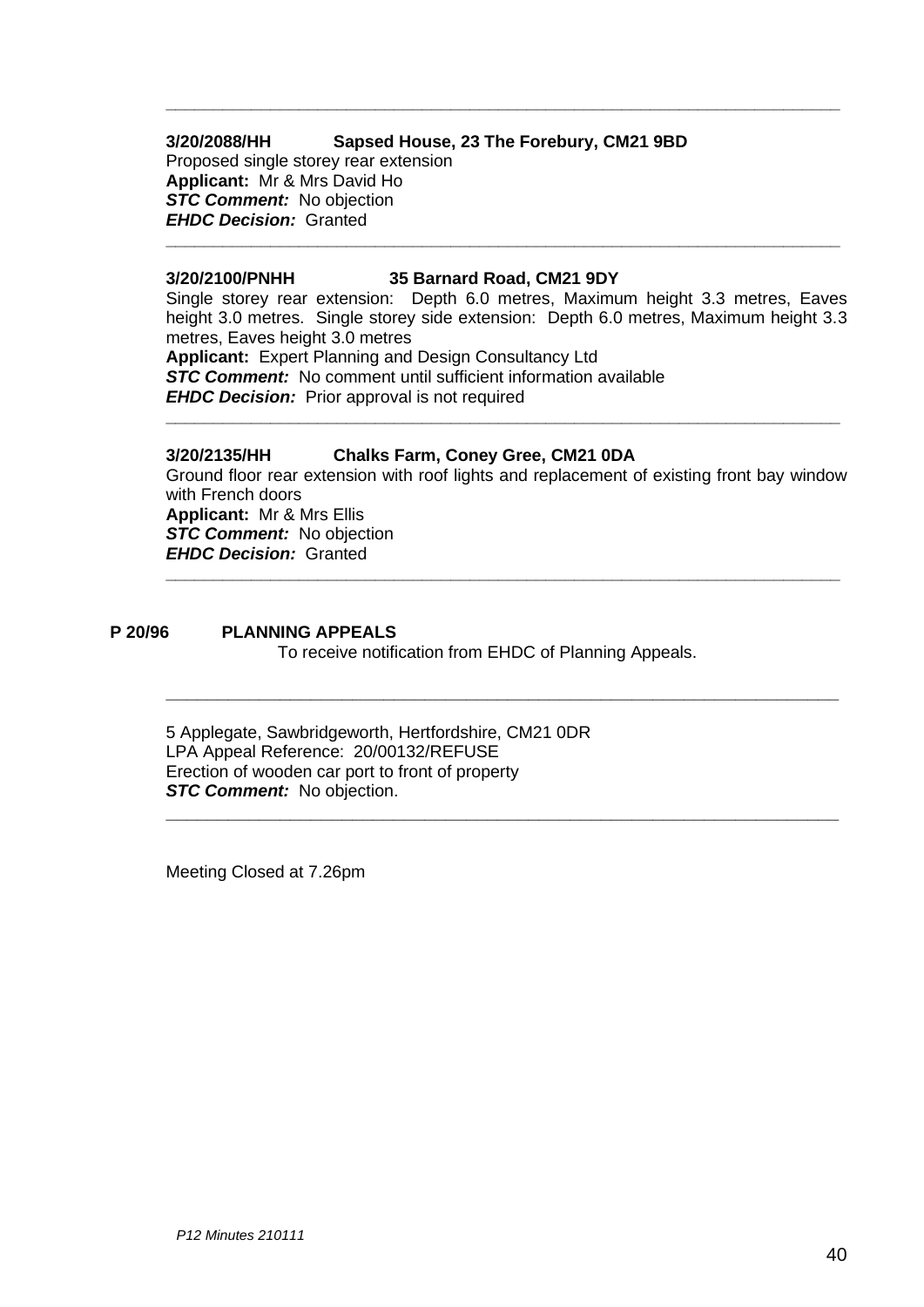---

**3/20/2088/HH Sapsed House, 23 The Forebury, CM21 9BD**
Proposed single storey rear extension
**Applicant:** Mr & Mrs David Ho
***STC Comment:*** No objection
***EHDC Decision:*** Granted

---

**3/20/2100/PNHH 35 Barnard Road, CM21 9DY**
Single storey rear extension: Depth 6.0 metres, Maximum height 3.3 metres, Eaves height 3.0 metres. Single storey side extension: Depth 6.0 metres, Maximum height 3.3 metres, Eaves height 3.0 metres
**Applicant:** Expert Planning and Design Consultancy Ltd
***STC Comment:*** No comment until sufficient information available
***EHDC Decision:*** Prior approval is not required

---

**3/20/2135/HH Chalks Farm, Coney Gree, CM21 0DA**
Ground floor rear extension with roof lights and replacement of existing front bay window with French doors
**Applicant:** Mr & Mrs Ellis
***STC Comment:*** No objection
***EHDC Decision:*** Granted

---

**P 20/96 PLANNING APPEALS**

To receive notification from EHDC of Planning Appeals.

---

5 Applegate, Sawbridgeworth, Hertfordshire, CM21 0DR
LPA Appeal Reference: 20/00132/REFUSE
Erection of wooden car port to front of property
***STC Comment:*** No objection.

---

Meeting Closed at 7.26pm